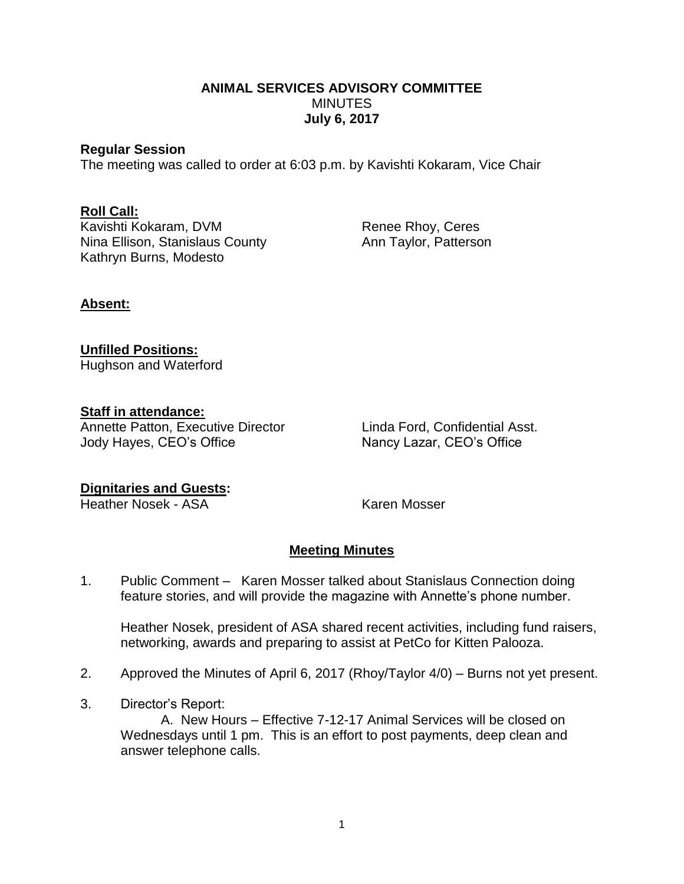# ANIMAL SERVICES ADVISORY COMMITTEE

MINUTES

**July 6, 2017**

**Regular Session**

The meeting was called to order at 6:03 p.m. by Kavishti Kokaram, Vice Chair

**Roll Call:**

Kavishti Kokaram, DVM
Nina Ellison, Stanislaus County
Kathryn Burns, Modesto
Renee Rhoy, Ceres
Ann Taylor, Patterson

**Absent:**

**Unfilled Positions:**

Hughson and Waterford

**Staff in attendance:**

Annette Patton, Executive Director
Jody Hayes, CEO's Office
Linda Ford, Confidential Asst.
Nancy Lazar, CEO's Office

**Dignitaries and Guests:**

Heather Nosek - ASA
Karen Mosser

**Meeting Minutes**

1. Public Comment – Karen Mosser talked about Stanislaus Connection doing feature stories, and will provide the magazine with Annette's phone number.

   Heather Nosek, president of ASA shared recent activities, including fund raisers, networking, awards and preparing to assist at PetCo for Kitten Palooza.

2. Approved the Minutes of April 6, 2017 (Rhoy/Taylor 4/0) – Burns not yet present.

3. Director's Report:

   A. New Hours – Effective 7-12-17 Animal Services will be closed on Wednesdays until 1 pm. This is an effort to post payments, deep clean and answer telephone calls.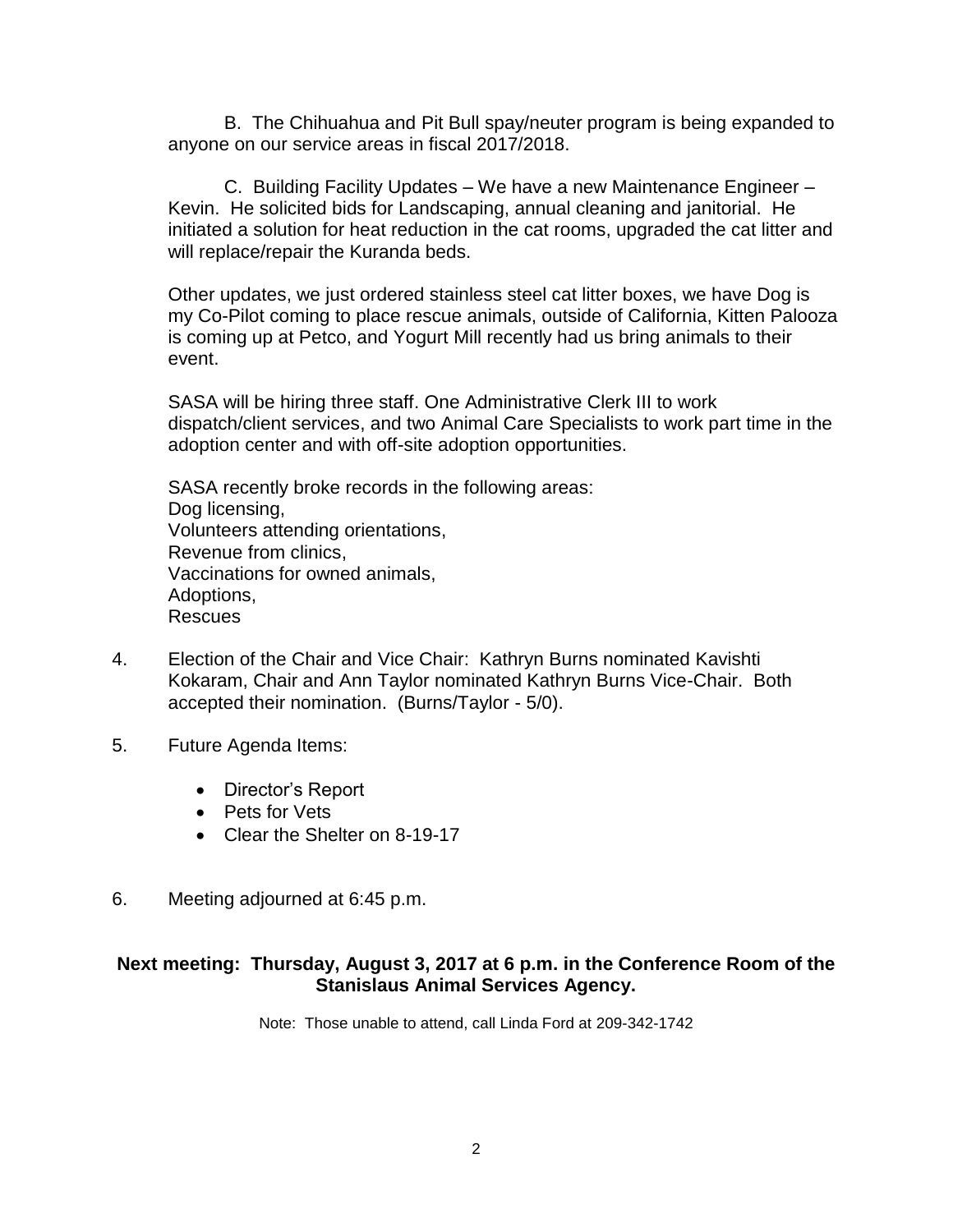B. The Chihuahua and Pit Bull spay/neuter program is being expanded to anyone on our service areas in fiscal 2017/2018.

C. Building Facility Updates – We have a new Maintenance Engineer – Kevin. He solicited bids for Landscaping, annual cleaning and janitorial. He initiated a solution for heat reduction in the cat rooms, upgraded the cat litter and will replace/repair the Kuranda beds.

Other updates, we just ordered stainless steel cat litter boxes, we have Dog is my Co-Pilot coming to place rescue animals, outside of California, Kitten Palooza is coming up at Petco, and Yogurt Mill recently had us bring animals to their event.

SASA will be hiring three staff. One Administrative Clerk III to work dispatch/client services, and two Animal Care Specialists to work part time in the adoption center and with off-site adoption opportunities.

SASA recently broke records in the following areas:
Dog licensing,
Volunteers attending orientations,
Revenue from clinics,
Vaccinations for owned animals,
Adoptions,
Rescues

4. Election of the Chair and Vice Chair: Kathryn Burns nominated Kavishti Kokaram, Chair and Ann Taylor nominated Kathryn Burns Vice-Chair. Both accepted their nomination. (Burns/Taylor - 5/0).

5. Future Agenda Items:

- Director's Report
- Pets for Vets
- Clear the Shelter on 8-19-17

6. Meeting adjourned at 6:45 p.m.

**Next meeting: Thursday, August 3, 2017 at 6 p.m. in the Conference Room of the Stanislaus Animal Services Agency.**

Note: Those unable to attend, call Linda Ford at 209-342-1742